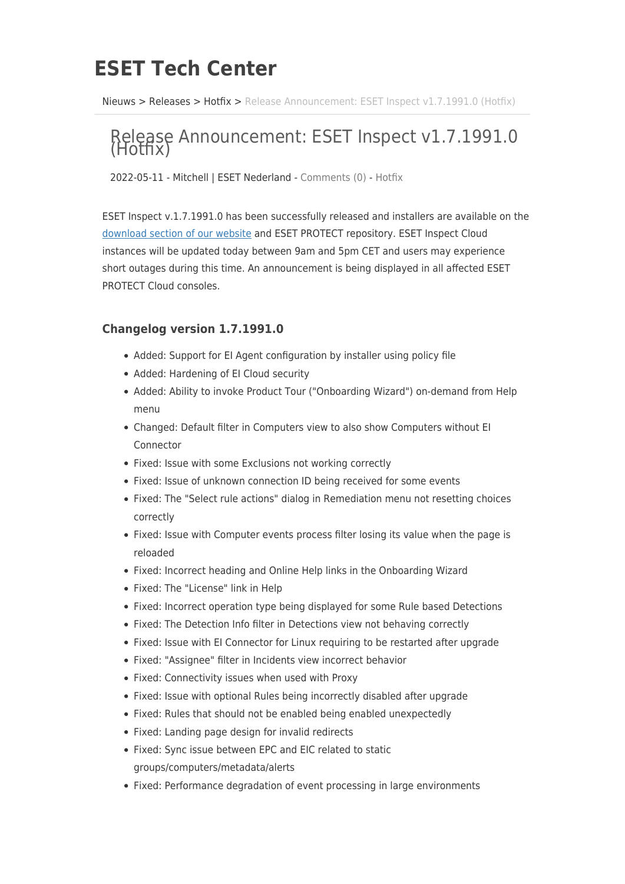# ESET Tech Center

Nieuws > Releases > Hotfix > Release Announcement: ESET Inspect v1.7.1991.0 (Hotfix)

## Release Announcement: ESET Inspect v1.7.1991.0 (Hotfix)

2022-05-11 - Mitchell | ESET Nederland - Comments (0) - Hotfix

ESET Inspect v.1.7.1991.0 has been successfully released and installers are available on the download section of our website and ESET PROTECT repository. ESET Inspect Cloud instances will be updated today between 9am and 5pm CET and users may experience short outages during this time. An announcement is being displayed in all affected ESET PROTECT Cloud consoles.

### Changelog version 1.7.1991.0

- Added: Support for EI Agent configuration by installer using policy file
- Added: Hardening of EI Cloud security
- Added: Ability to invoke Product Tour ("Onboarding Wizard") on-demand from Help menu
- Changed: Default filter in Computers view to also show Computers without EI Connector
- Fixed: Issue with some Exclusions not working correctly
- Fixed: Issue of unknown connection ID being received for some events
- Fixed: The "Select rule actions" dialog in Remediation menu not resetting choices correctly
- Fixed: Issue with Computer events process filter losing its value when the page is reloaded
- Fixed: Incorrect heading and Online Help links in the Onboarding Wizard
- Fixed: The "License" link in Help
- Fixed: Incorrect operation type being displayed for some Rule based Detections
- Fixed: The Detection Info filter in Detections view not behaving correctly
- Fixed: Issue with EI Connector for Linux requiring to be restarted after upgrade
- Fixed: "Assignee" filter in Incidents view incorrect behavior
- Fixed: Connectivity issues when used with Proxy
- Fixed: Issue with optional Rules being incorrectly disabled after upgrade
- Fixed: Rules that should not be enabled being enabled unexpectedly
- Fixed: Landing page design for invalid redirects
- Fixed: Sync issue between EPC and EIC related to static groups/computers/metadata/alerts
- Fixed: Performance degradation of event processing in large environments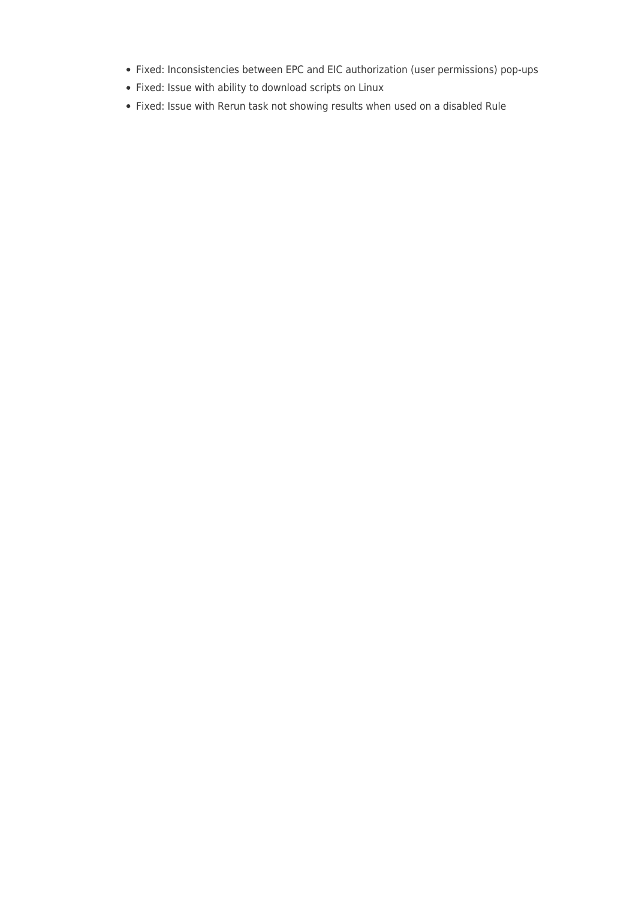- Fixed: Inconsistencies between EPC and EIC authorization (user permissions) pop-ups
- Fixed: Issue with ability to download scripts on Linux
- Fixed: Issue with Rerun task not showing results when used on a disabled Rule